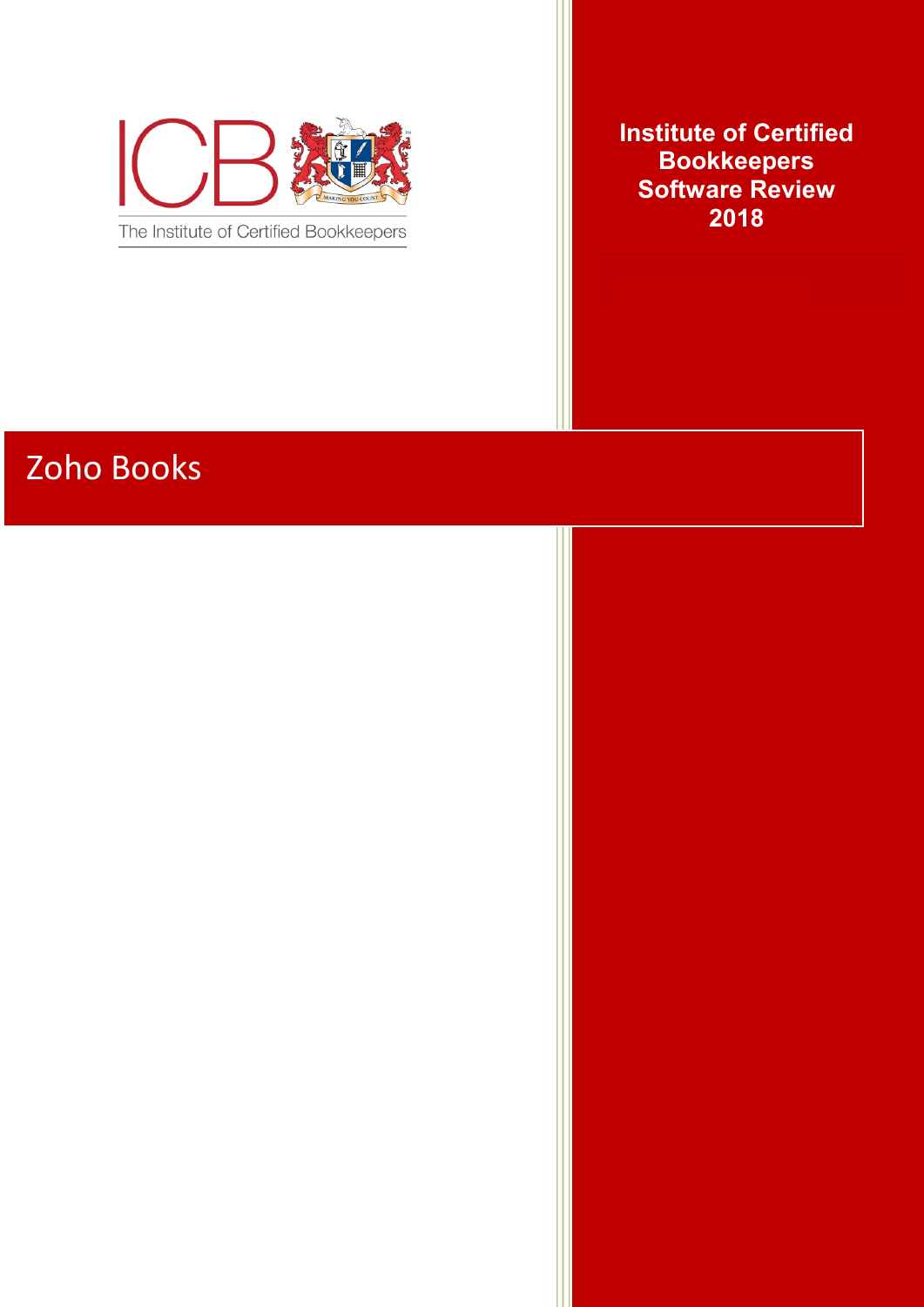ICB

The Institute of Certified Bookkeepers

MAKING YOU COUNT

**Institute of Certified Bookkeepers Software Review 2018**

# Zoho Books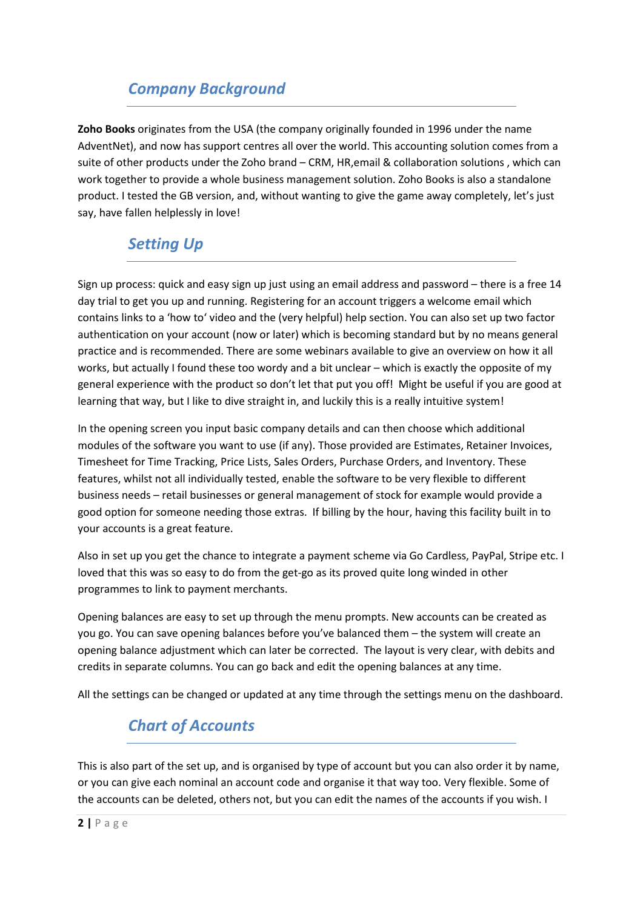## Company Background

**Zoho Books** originates from the USA (the company originally founded in 1996 under the name AdventNet), and now has support centres all over the world. This accounting solution comes from a suite of other products under the Zoho brand – CRM, HR,email & collaboration solutions , which can work together to provide a whole business management solution. Zoho Books is also a standalone product. I tested the GB version, and, without wanting to give the game away completely, let's just say, have fallen helplessly in love!

## Setting Up

Sign up process: quick and easy sign up just using an email address and password – there is a free 14 day trial to get you up and running. Registering for an account triggers a welcome email which contains links to a 'how to' video and the (very helpful) help section. You can also set up two factor authentication on your account (now or later) which is becoming standard but by no means general practice and is recommended. There are some webinars available to give an overview on how it all works, but actually I found these too wordy and a bit unclear – which is exactly the opposite of my general experience with the product so don't let that put you off! Might be useful if you are good at learning that way, but I like to dive straight in, and luckily this is a really intuitive system!

In the opening screen you input basic company details and can then choose which additional modules of the software you want to use (if any). Those provided are Estimates, Retainer Invoices, Timesheet for Time Tracking, Price Lists, Sales Orders, Purchase Orders, and Inventory. These features, whilst not all individually tested, enable the software to be very flexible to different business needs – retail businesses or general management of stock for example would provide a good option for someone needing those extras. If billing by the hour, having this facility built in to your accounts is a great feature.

Also in set up you get the chance to integrate a payment scheme via Go Cardless, PayPal, Stripe etc. I loved that this was so easy to do from the get-go as its proved quite long winded in other programmes to link to payment merchants.

Opening balances are easy to set up through the menu prompts. New accounts can be created as you go. You can save opening balances before you've balanced them – the system will create an opening balance adjustment which can later be corrected. The layout is very clear, with debits and credits in separate columns. You can go back and edit the opening balances at any time.

All the settings can be changed or updated at any time through the settings menu on the dashboard.

## Chart of Accounts

This is also part of the set up, and is organised by type of account but you can also order it by name, or you can give each nominal an account code and organise it that way too. Very flexible. Some of the accounts can be deleted, others not, but you can edit the names of the accounts if you wish. I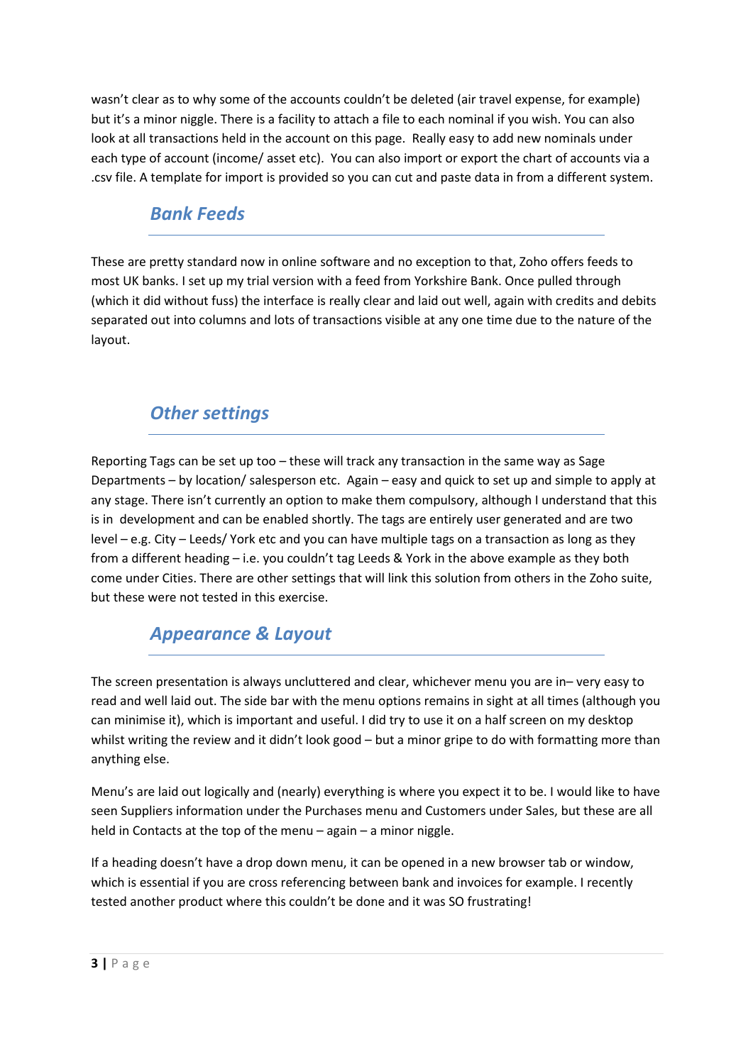wasn't clear as to why some of the accounts couldn't be deleted (air travel expense, for example) but it's a minor niggle. There is a facility to attach a file to each nominal if you wish. You can also look at all transactions held in the account on this page. Really easy to add new nominals under each type of account (income/ asset etc). You can also import or export the chart of accounts via a .csv file. A template for import is provided so you can cut and paste data in from a different system.

## *Bank Feeds*

These are pretty standard now in online software and no exception to that, Zoho offers feeds to most UK banks. I set up my trial version with a feed from Yorkshire Bank. Once pulled through (which it did without fuss) the interface is really clear and laid out well, again with credits and debits separated out into columns and lots of transactions visible at any one time due to the nature of the layout.

## *Other settings*

Reporting Tags can be set up too – these will track any transaction in the same way as Sage Departments – by location/ salesperson etc. Again – easy and quick to set up and simple to apply at any stage. There isn't currently an option to make them compulsory, although I understand that this is in development and can be enabled shortly. The tags are entirely user generated and are two level – e.g. City – Leeds/ York etc and you can have multiple tags on a transaction as long as they from a different heading – i.e. you couldn't tag Leeds & York in the above example as they both come under Cities. There are other settings that will link this solution from others in the Zoho suite, but these were not tested in this exercise.

## *Appearance & Layout*

The screen presentation is always uncluttered and clear, whichever menu you are in– very easy to read and well laid out. The side bar with the menu options remains in sight at all times (although you can minimise it), which is important and useful. I did try to use it on a half screen on my desktop whilst writing the review and it didn't look good – but a minor gripe to do with formatting more than anything else.

Menu's are laid out logically and (nearly) everything is where you expect it to be. I would like to have seen Suppliers information under the Purchases menu and Customers under Sales, but these are all held in Contacts at the top of the menu – again – a minor niggle.

If a heading doesn't have a drop down menu, it can be opened in a new browser tab or window, which is essential if you are cross referencing between bank and invoices for example. I recently tested another product where this couldn't be done and it was SO frustrating!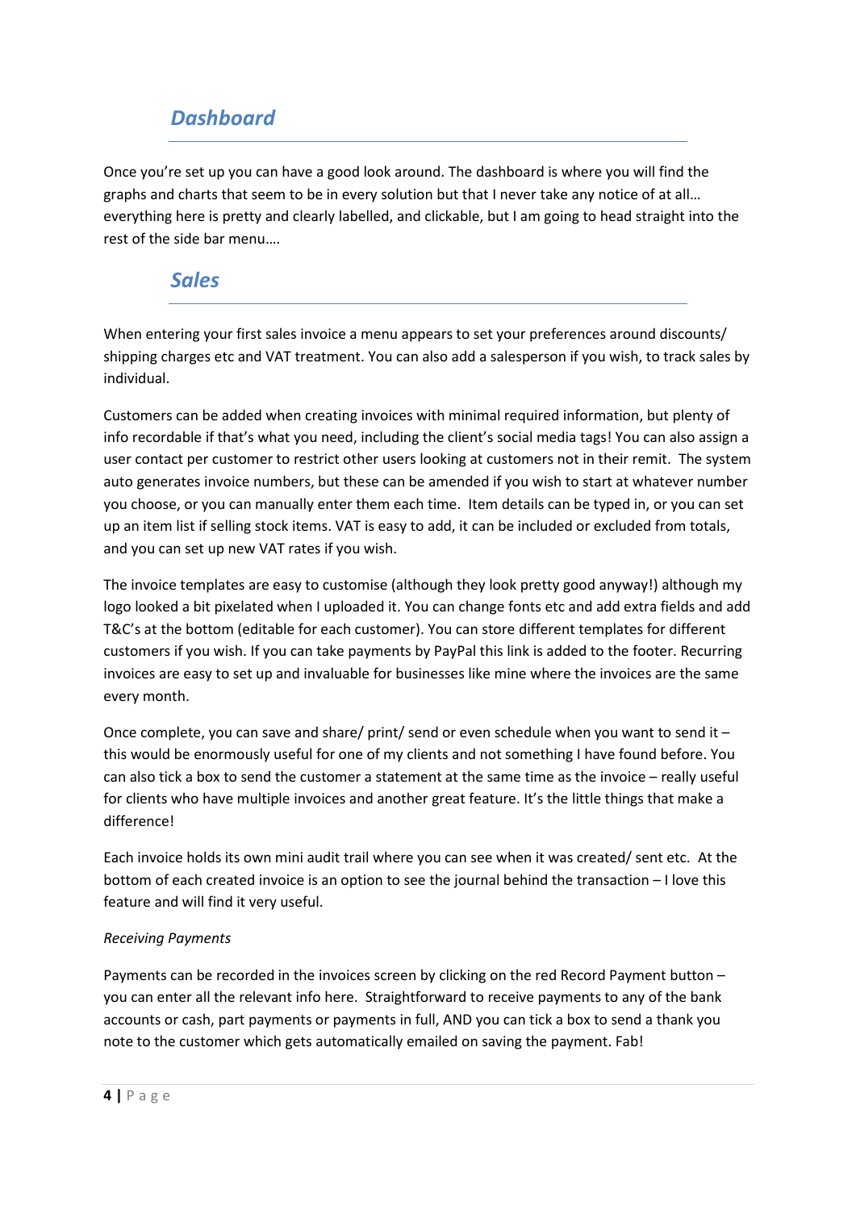## *Dashboard*

Once you're set up you can have a good look around. The dashboard is where you will find the graphs and charts that seem to be in every solution but that I never take any notice of at all… everything here is pretty and clearly labelled, and clickable, but I am going to head straight into the rest of the side bar menu….

## *Sales*

When entering your first sales invoice a menu appears to set your preferences around discounts/ shipping charges etc and VAT treatment. You can also add a salesperson if you wish, to track sales by individual.

Customers can be added when creating invoices with minimal required information, but plenty of info recordable if that's what you need, including the client's social media tags! You can also assign a user contact per customer to restrict other users looking at customers not in their remit. The system auto generates invoice numbers, but these can be amended if you wish to start at whatever number you choose, or you can manually enter them each time. Item details can be typed in, or you can set up an item list if selling stock items. VAT is easy to add, it can be included or excluded from totals, and you can set up new VAT rates if you wish.

The invoice templates are easy to customise (although they look pretty good anyway!) although my logo looked a bit pixelated when I uploaded it. You can change fonts etc and add extra fields and add T&C's at the bottom (editable for each customer). You can store different templates for different customers if you wish. If you can take payments by PayPal this link is added to the footer. Recurring invoices are easy to set up and invaluable for businesses like mine where the invoices are the same every month.

Once complete, you can save and share/ print/ send or even schedule when you want to send it – this would be enormously useful for one of my clients and not something I have found before. You can also tick a box to send the customer a statement at the same time as the invoice – really useful for clients who have multiple invoices and another great feature. It's the little things that make a difference!

Each invoice holds its own mini audit trail where you can see when it was created/ sent etc. At the bottom of each created invoice is an option to see the journal behind the transaction – I love this feature and will find it very useful.

*Receiving Payments*

Payments can be recorded in the invoices screen by clicking on the red Record Payment button – you can enter all the relevant info here. Straightforward to receive payments to any of the bank accounts or cash, part payments or payments in full, AND you can tick a box to send a thank you note to the customer which gets automatically emailed on saving the payment. Fab!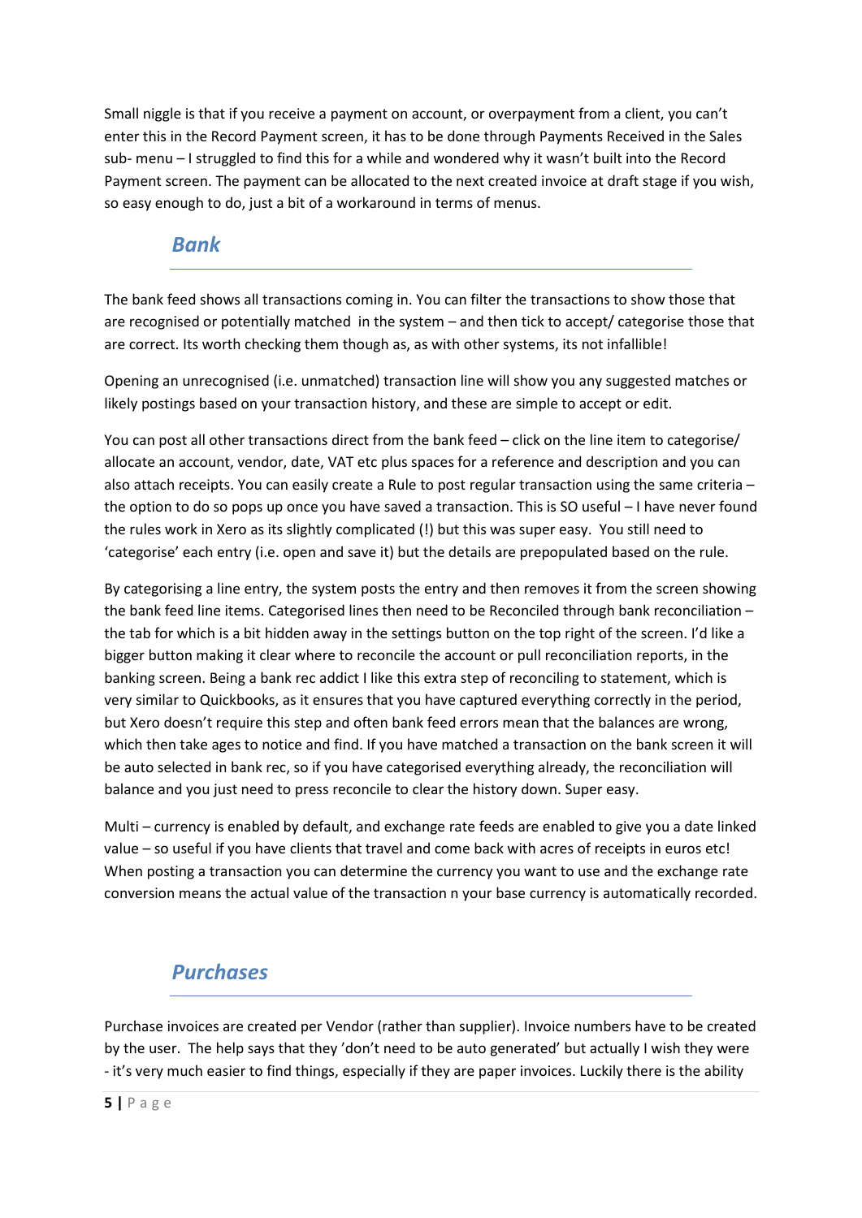Small niggle is that if you receive a payment on account, or overpayment from a client, you can't enter this in the Record Payment screen, it has to be done through Payments Received in the Sales sub- menu – I struggled to find this for a while and wondered why it wasn't built into the Record Payment screen. The payment can be allocated to the next created invoice at draft stage if you wish, so easy enough to do, just a bit of a workaround in terms of menus.

## *Bank*

The bank feed shows all transactions coming in. You can filter the transactions to show those that are recognised or potentially matched in the system – and then tick to accept/ categorise those that are correct. Its worth checking them though as, as with other systems, its not infallible!

Opening an unrecognised (i.e. unmatched) transaction line will show you any suggested matches or likely postings based on your transaction history, and these are simple to accept or edit.

You can post all other transactions direct from the bank feed – click on the line item to categorise/ allocate an account, vendor, date, VAT etc plus spaces for a reference and description and you can also attach receipts. You can easily create a Rule to post regular transaction using the same criteria – the option to do so pops up once you have saved a transaction. This is SO useful – I have never found the rules work in Xero as its slightly complicated (!) but this was super easy. You still need to 'categorise' each entry (i.e. open and save it) but the details are prepopulated based on the rule.

By categorising a line entry, the system posts the entry and then removes it from the screen showing the bank feed line items. Categorised lines then need to be Reconciled through bank reconciliation – the tab for which is a bit hidden away in the settings button on the top right of the screen. I'd like a bigger button making it clear where to reconcile the account or pull reconciliation reports, in the banking screen. Being a bank rec addict I like this extra step of reconciling to statement, which is very similar to Quickbooks, as it ensures that you have captured everything correctly in the period, but Xero doesn't require this step and often bank feed errors mean that the balances are wrong, which then take ages to notice and find. If you have matched a transaction on the bank screen it will be auto selected in bank rec, so if you have categorised everything already, the reconciliation will balance and you just need to press reconcile to clear the history down. Super easy.

Multi – currency is enabled by default, and exchange rate feeds are enabled to give you a date linked value – so useful if you have clients that travel and come back with acres of receipts in euros etc! When posting a transaction you can determine the currency you want to use and the exchange rate conversion means the actual value of the transaction n your base currency is automatically recorded.

## *Purchases*

Purchase invoices are created per Vendor (rather than supplier). Invoice numbers have to be created by the user. The help says that they 'don't need to be auto generated' but actually I wish they were - it's very much easier to find things, especially if they are paper invoices. Luckily there is the ability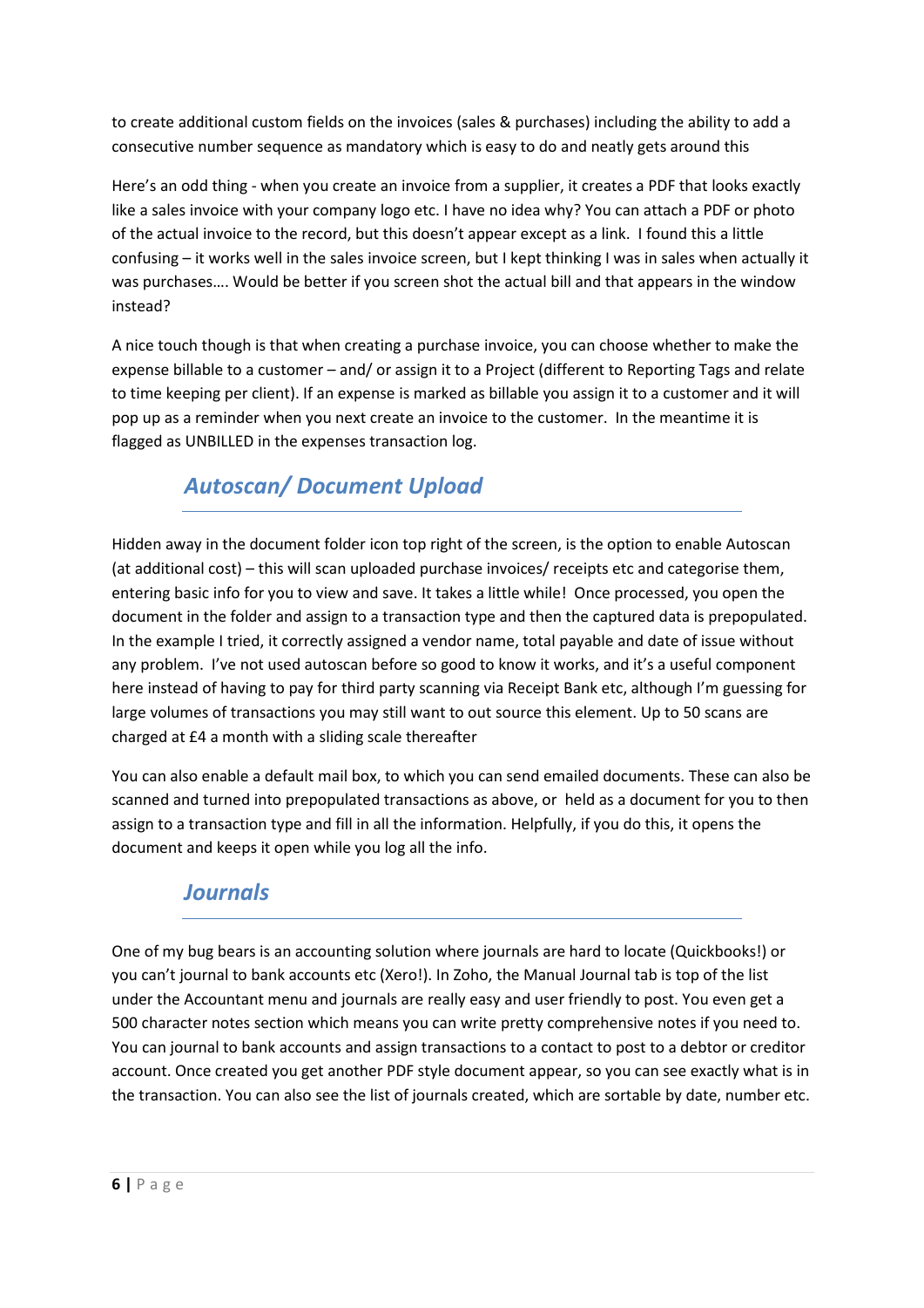to create additional custom fields on the invoices (sales & purchases) including the ability to add a consecutive number sequence as mandatory which is easy to do and neatly gets around this

Here's an odd thing - when you create an invoice from a supplier, it creates a PDF that looks exactly like a sales invoice with your company logo etc. I have no idea why? You can attach a PDF or photo of the actual invoice to the record, but this doesn't appear except as a link. I found this a little confusing – it works well in the sales invoice screen, but I kept thinking I was in sales when actually it was purchases…. Would be better if you screen shot the actual bill and that appears in the window instead?

A nice touch though is that when creating a purchase invoice, you can choose whether to make the expense billable to a customer – and/ or assign it to a Project (different to Reporting Tags and relate to time keeping per client). If an expense is marked as billable you assign it to a customer and it will pop up as a reminder when you next create an invoice to the customer. In the meantime it is flagged as UNBILLED in the expenses transaction log.

## *Autoscan/ Document Upload*

Hidden away in the document folder icon top right of the screen, is the option to enable Autoscan (at additional cost) – this will scan uploaded purchase invoices/ receipts etc and categorise them, entering basic info for you to view and save. It takes a little while! Once processed, you open the document in the folder and assign to a transaction type and then the captured data is prepopulated. In the example I tried, it correctly assigned a vendor name, total payable and date of issue without any problem. I've not used autoscan before so good to know it works, and it's a useful component here instead of having to pay for third party scanning via Receipt Bank etc, although I'm guessing for large volumes of transactions you may still want to out source this element. Up to 50 scans are charged at £4 a month with a sliding scale thereafter

You can also enable a default mail box, to which you can send emailed documents. These can also be scanned and turned into prepopulated transactions as above, or held as a document for you to then assign to a transaction type and fill in all the information. Helpfully, if you do this, it opens the document and keeps it open while you log all the info.

## *Journals*

One of my bug bears is an accounting solution where journals are hard to locate (Quickbooks!) or you can't journal to bank accounts etc (Xero!). In Zoho, the Manual Journal tab is top of the list under the Accountant menu and journals are really easy and user friendly to post. You even get a 500 character notes section which means you can write pretty comprehensive notes if you need to. You can journal to bank accounts and assign transactions to a contact to post to a debtor or creditor account. Once created you get another PDF style document appear, so you can see exactly what is in the transaction. You can also see the list of journals created, which are sortable by date, number etc.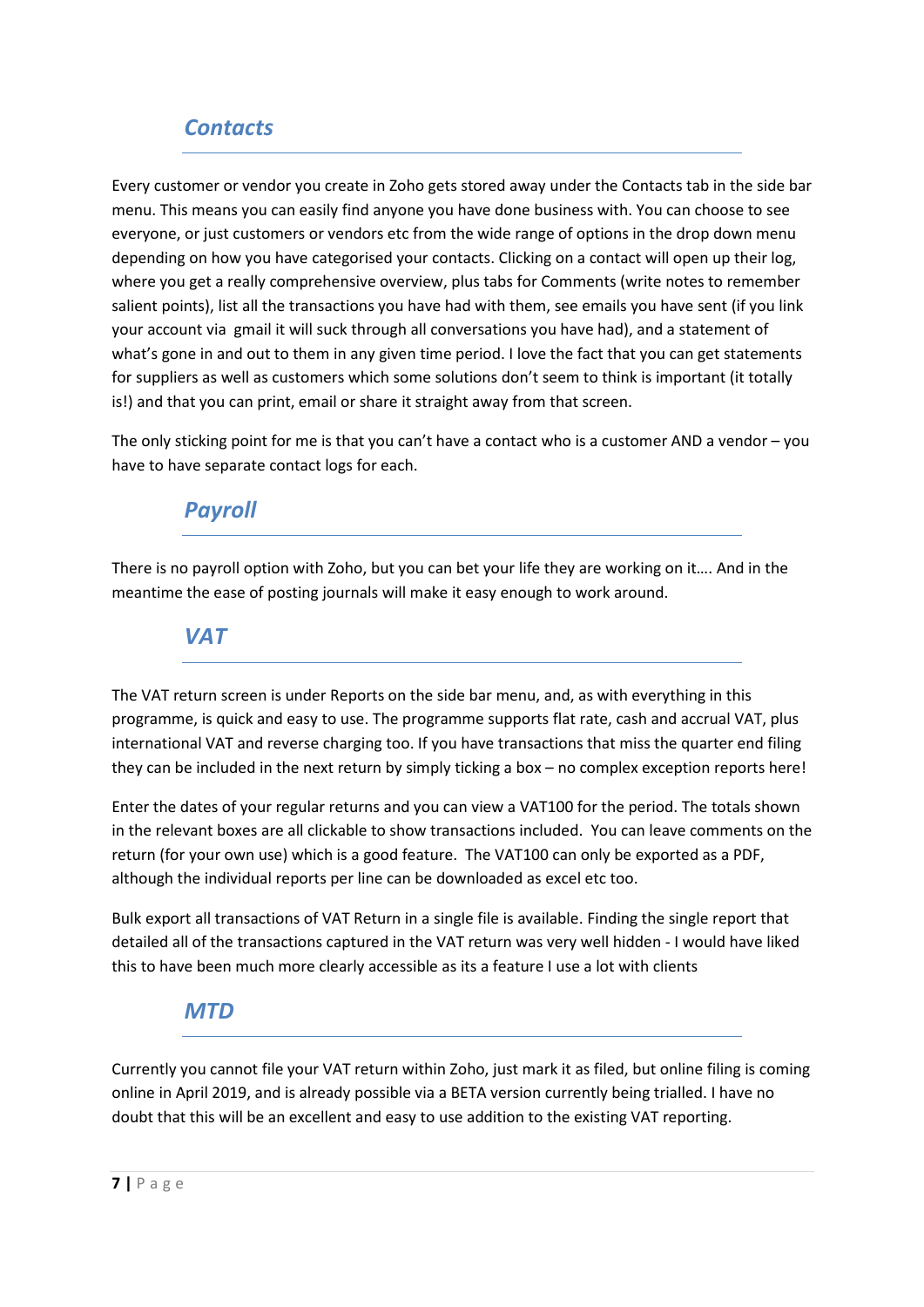## *Contacts*

Every customer or vendor you create in Zoho gets stored away under the Contacts tab in the side bar menu. This means you can easily find anyone you have done business with. You can choose to see everyone, or just customers or vendors etc from the wide range of options in the drop down menu depending on how you have categorised your contacts. Clicking on a contact will open up their log, where you get a really comprehensive overview, plus tabs for Comments (write notes to remember salient points), list all the transactions you have had with them, see emails you have sent (if you link your account via  gmail it will suck through all conversations you have had), and a statement of what's gone in and out to them in any given time period. I love the fact that you can get statements for suppliers as well as customers which some solutions don't seem to think is important (it totally is!) and that you can print, email or share it straight away from that screen.

The only sticking point for me is that you can't have a contact who is a customer AND a vendor – you have to have separate contact logs for each.

## *Payroll*

There is no payroll option with Zoho, but you can bet your life they are working on it…. And in the meantime the ease of posting journals will make it easy enough to work around.

## *VAT*

The VAT return screen is under Reports on the side bar menu, and, as with everything in this programme, is quick and easy to use. The programme supports flat rate, cash and accrual VAT, plus international VAT and reverse charging too. If you have transactions that miss the quarter end filing they can be included in the next return by simply ticking a box – no complex exception reports here!

Enter the dates of your regular returns and you can view a VAT100 for the period. The totals shown in the relevant boxes are all clickable to show transactions included.  You can leave comments on the return (for your own use) which is a good feature.  The VAT100 can only be exported as a PDF, although the individual reports per line can be downloaded as excel etc too.

Bulk export all transactions of VAT Return in a single file is available. Finding the single report that detailed all of the transactions captured in the VAT return was very well hidden - I would have liked this to have been much more clearly accessible as its a feature I use a lot with clients

## *MTD*

Currently you cannot file your VAT return within Zoho, just mark it as filed, but online filing is coming online in April 2019, and is already possible via a BETA version currently being trialled. I have no doubt that this will be an excellent and easy to use addition to the existing VAT reporting.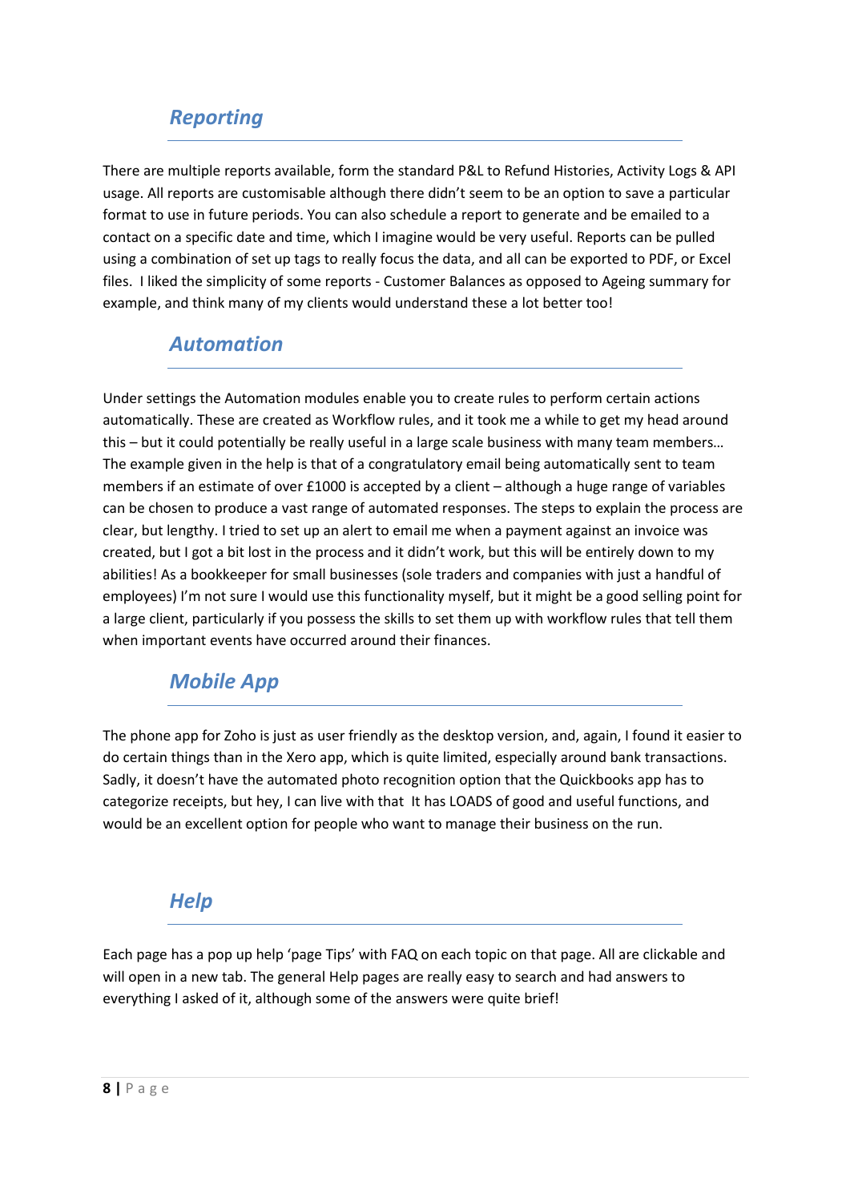## *Reporting*

There are multiple reports available, form the standard P&L to Refund Histories, Activity Logs & API usage. All reports are customisable although there didn't seem to be an option to save a particular format to use in future periods. You can also schedule a report to generate and be emailed to a contact on a specific date and time, which I imagine would be very useful. Reports can be pulled using a combination of set up tags to really focus the data, and all can be exported to PDF, or Excel files. I liked the simplicity of some reports - Customer Balances as opposed to Ageing summary for example, and think many of my clients would understand these a lot better too!

## *Automation*

Under settings the Automation modules enable you to create rules to perform certain actions automatically. These are created as Workflow rules, and it took me a while to get my head around this – but it could potentially be really useful in a large scale business with many team members… The example given in the help is that of a congratulatory email being automatically sent to team members if an estimate of over £1000 is accepted by a client – although a huge range of variables can be chosen to produce a vast range of automated responses. The steps to explain the process are clear, but lengthy. I tried to set up an alert to email me when a payment against an invoice was created, but I got a bit lost in the process and it didn't work, but this will be entirely down to my abilities! As a bookkeeper for small businesses (sole traders and companies with just a handful of employees) I'm not sure I would use this functionality myself, but it might be a good selling point for a large client, particularly if you possess the skills to set them up with workflow rules that tell them when important events have occurred around their finances.

## *Mobile App*

The phone app for Zoho is just as user friendly as the desktop version, and, again, I found it easier to do certain things than in the Xero app, which is quite limited, especially around bank transactions. Sadly, it doesn't have the automated photo recognition option that the Quickbooks app has to categorize receipts, but hey, I can live with that It has LOADS of good and useful functions, and would be an excellent option for people who want to manage their business on the run.

## *Help*

Each page has a pop up help 'page Tips' with FAQ on each topic on that page. All are clickable and will open in a new tab. The general Help pages are really easy to search and had answers to everything I asked of it, although some of the answers were quite brief!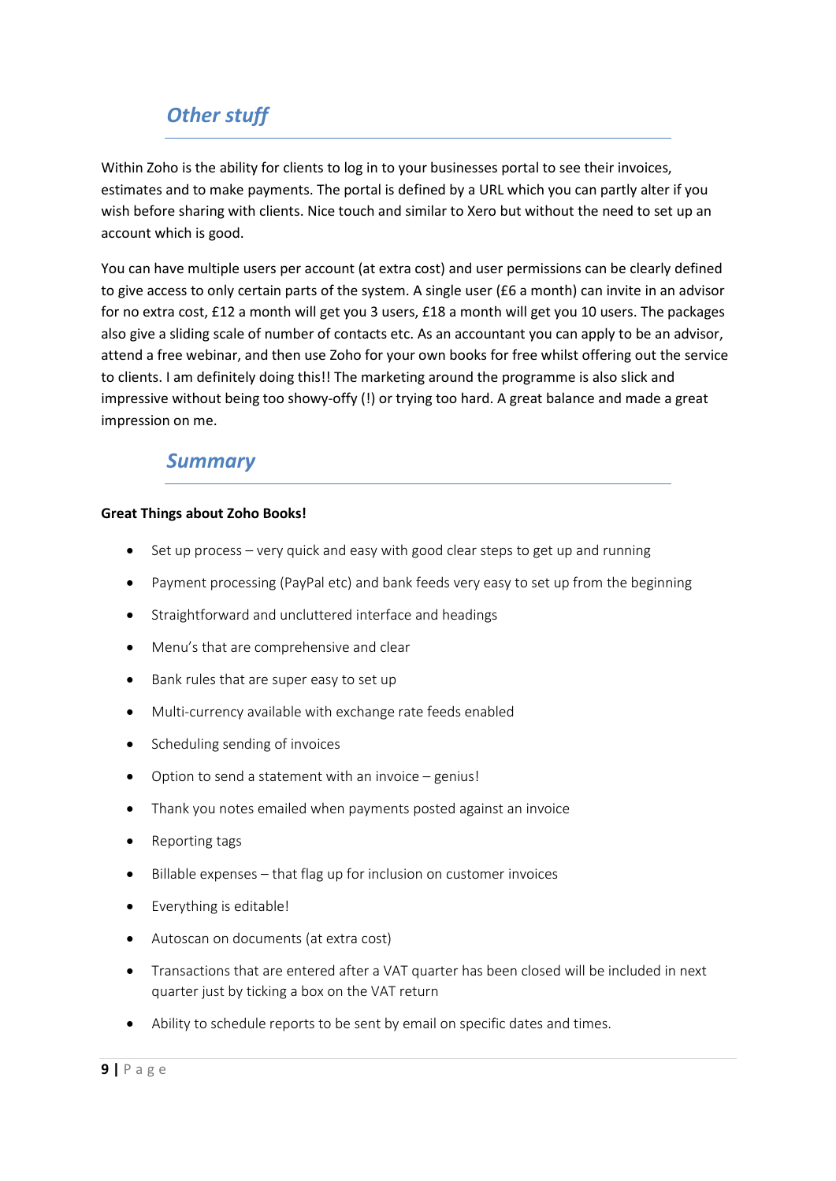## *Other stuff*

Within Zoho is the ability for clients to log in to your businesses portal to see their invoices, estimates and to make payments. The portal is defined by a URL which you can partly alter if you wish before sharing with clients. Nice touch and similar to Xero but without the need to set up an account which is good.

You can have multiple users per account (at extra cost) and user permissions can be clearly defined to give access to only certain parts of the system. A single user (£6 a month) can invite in an advisor for no extra cost, £12 a month will get you 3 users, £18 a month will get you 10 users. The packages also give a sliding scale of number of contacts etc. As an accountant you can apply to be an advisor, attend a free webinar, and then use Zoho for your own books for free whilst offering out the service to clients. I am definitely doing this!! The marketing around the programme is also slick and impressive without being too showy-offy (!) or trying too hard. A great balance and made a great impression on me.

## *Summary*

**Great Things about Zoho Books!**

- Set up process – very quick and easy with good clear steps to get up and running
- Payment processing (PayPal etc) and bank feeds very easy to set up from the beginning
- Straightforward and uncluttered interface and headings
- Menu's that are comprehensive and clear
- Bank rules that are super easy to set up
- Multi-currency available with exchange rate feeds enabled
- Scheduling sending of invoices
- Option to send a statement with an invoice – genius!
- Thank you notes emailed when payments posted against an invoice
- Reporting tags
- Billable expenses – that flag up for inclusion on customer invoices
- Everything is editable!
- Autoscan on documents (at extra cost)
- Transactions that are entered after a VAT quarter has been closed will be included in next quarter just by ticking a box on the VAT return
- Ability to schedule reports to be sent by email on specific dates and times.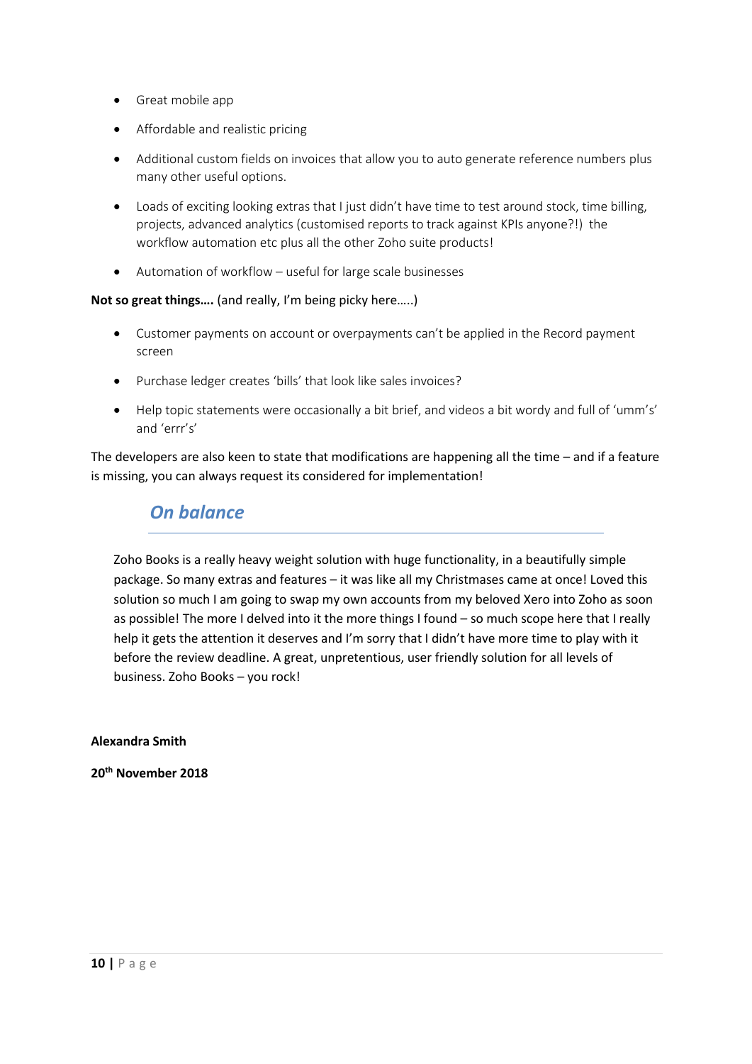- Great mobile app
- Affordable and realistic pricing
- Additional custom fields on invoices that allow you to auto generate reference numbers plus many other useful options.
- Loads of exciting looking extras that I just didn't have time to test around stock, time billing, projects, advanced analytics (customised reports to track against KPIs anyone?!) the workflow automation etc plus all the other Zoho suite products!
- Automation of workflow – useful for large scale businesses

**Not so great things….** (and really, I'm being picky here…..)

- Customer payments on account or overpayments can't be applied in the Record payment screen
- Purchase ledger creates 'bills' that look like sales invoices?
- Help topic statements were occasionally a bit brief, and videos a bit wordy and full of 'umm's' and 'errr's'

The developers are also keen to state that modifications are happening all the time – and if a feature is missing, you can always request its considered for implementation!

## *On balance*

Zoho Books is a really heavy weight solution with huge functionality, in a beautifully simple package. So many extras and features – it was like all my Christmases came at once! Loved this solution so much I am going to swap my own accounts from my beloved Xero into Zoho as soon as possible! The more I delved into it the more things I found – so much scope here that I really help it gets the attention it deserves and I'm sorry that I didn't have more time to play with it before the review deadline. A great, unpretentious, user friendly solution for all levels of business. Zoho Books – you rock!

**Alexandra Smith**

**20th November 2018**